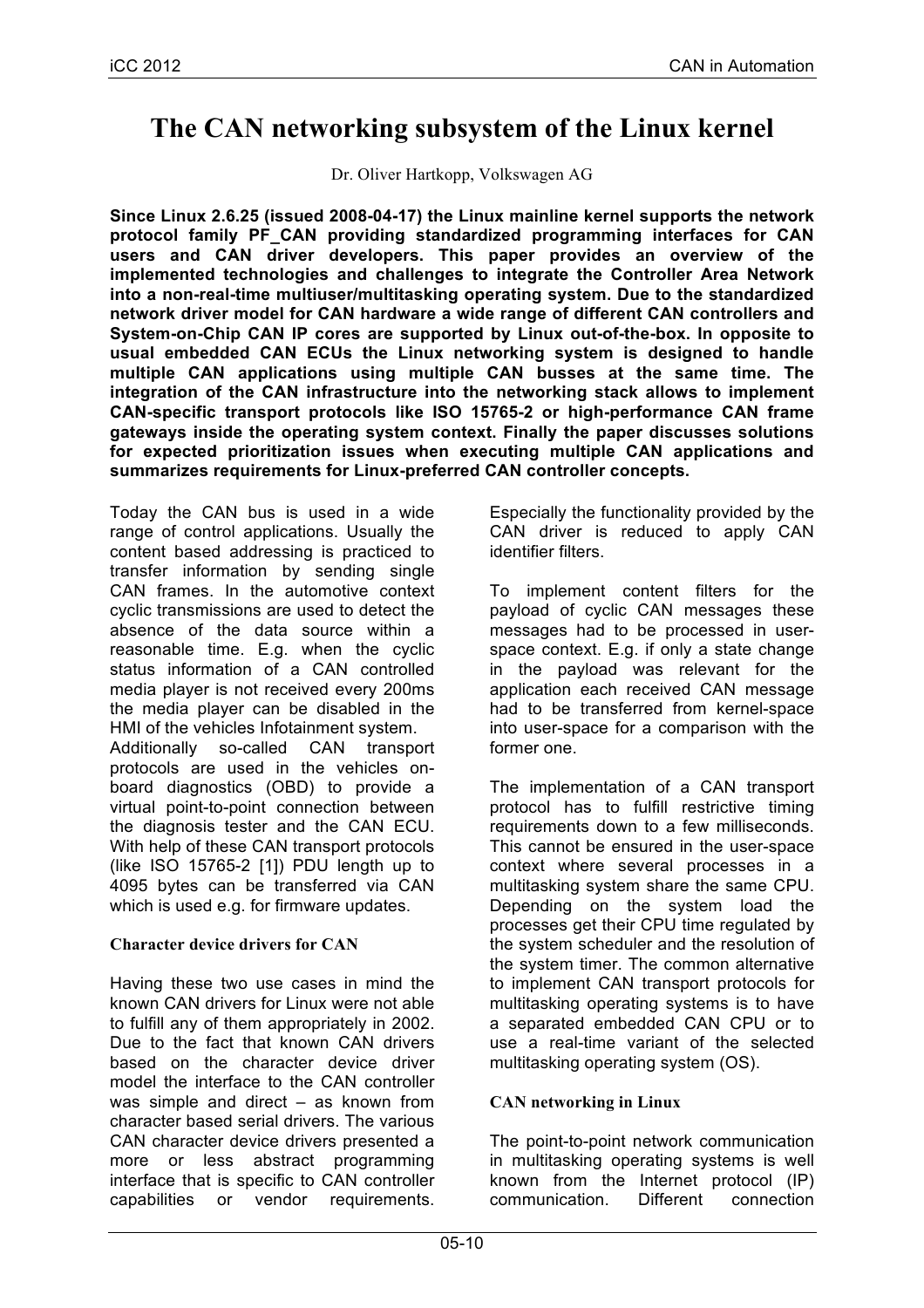# The CAN networking subsystem of the Linux kernel

Dr. Oliver Hartkopp, Volkswagen AG

**Since Linux 2.6.25 (issued 2008-04-17) the Linux mainline kernel supports the network protocol family PF_CAN providing standardized programming interfaces for CAN users and CAN driver developers. This paper provides an overview of the implemented technologies and challenges to integrate the Controller Area Network into a non-real-time multiuser/multitasking operating system. Due to the standardized network driver model for CAN hardware a wide range of different CAN controllers and System-on-Chip CAN IP cores are supported by Linux out-of-the-box. In opposite to usual embedded CAN ECUs the Linux networking system is designed to handle multiple CAN applications using multiple CAN busses at the same time. The integration of the CAN infrastructure into the networking stack allows to implement CAN-specific transport protocols like ISO 15765-2 or high-performance CAN frame gateways inside the operating system context. Finally the paper discusses solutions for expected prioritization issues when executing multiple CAN applications and summarizes requirements for Linux-preferred CAN controller concepts.**

Today the CAN bus is used in a wide range of control applications. Usually the content based addressing is practiced to transfer information by sending single CAN frames. In the automotive context cyclic transmissions are used to detect the absence of the data source within a reasonable time. E.g. when the cyclic status information of a CAN controlled media player is not received every 200ms the media player can be disabled in the HMI of the vehicles Infotainment system.
Additionally so-called CAN transport protocols are used in the vehicles on-board diagnostics (OBD) to provide a virtual point-to-point connection between the diagnosis tester and the CAN ECU. With help of these CAN transport protocols (like ISO 15765-2 [1]) PDU length up to 4095 bytes can be transferred via CAN which is used e.g. for firmware updates.

### Character device drivers for CAN

Having these two use cases in mind the known CAN drivers for Linux were not able to fulfill any of them appropriately in 2002. Due to the fact that known CAN drivers based on the character device driver model the interface to the CAN controller was simple and direct – as known from character based serial drivers. The various CAN character device drivers presented a more or less abstract programming interface that is specific to CAN controller capabilities or vendor requirements. Especially the functionality provided by the CAN driver is reduced to apply CAN identifier filters.

To implement content filters for the payload of cyclic CAN messages these messages had to be processed in user-space context. E.g. if only a state change in the payload was relevant for the application each received CAN message had to be transferred from kernel-space into user-space for a comparison with the former one.

The implementation of a CAN transport protocol has to fulfill restrictive timing requirements down to a few milliseconds. This cannot be ensured in the user-space context where several processes in a multitasking system share the same CPU. Depending on the system load the processes get their CPU time regulated by the system scheduler and the resolution of the system timer. The common alternative to implement CAN transport protocols for multitasking operating systems is to have a separated embedded CAN CPU or to use a real-time variant of the selected multitasking operating system (OS).

### CAN networking in Linux

The point-to-point network communication in multitasking operating systems is well known from the Internet protocol (IP) communication. Different connection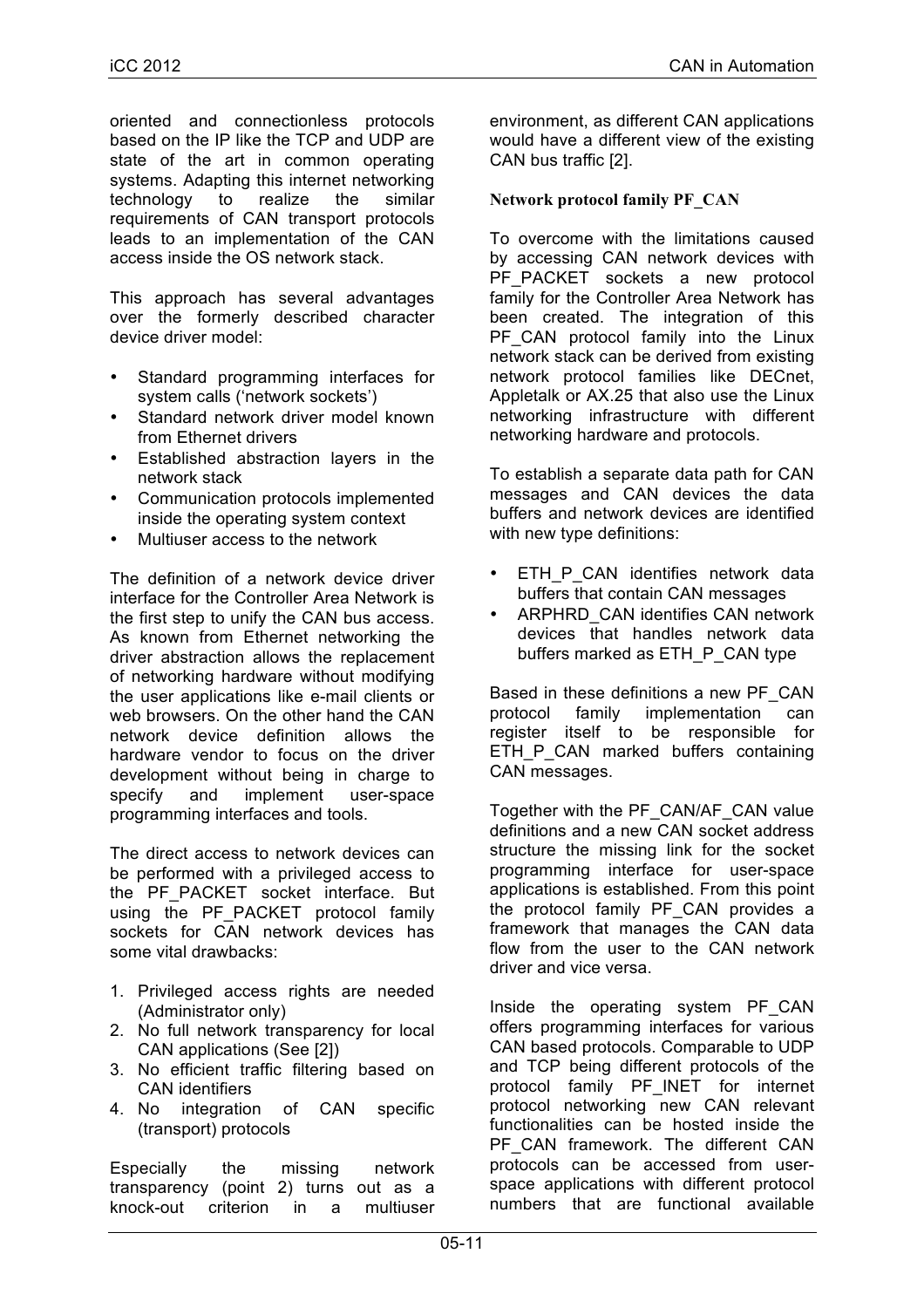oriented and connectionless protocols based on the IP like the TCP and UDP are state of the art in common operating systems. Adapting this internet networking technology to realize the similar requirements of CAN transport protocols leads to an implementation of the CAN access inside the OS network stack.

This approach has several advantages over the formerly described character device driver model:

- Standard programming interfaces for system calls ('network sockets')
- Standard network driver model known from Ethernet drivers
- Established abstraction layers in the network stack
- Communication protocols implemented inside the operating system context
- Multiuser access to the network

The definition of a network device driver interface for the Controller Area Network is the first step to unify the CAN bus access. As known from Ethernet networking the driver abstraction allows the replacement of networking hardware without modifying the user applications like e-mail clients or web browsers. On the other hand the CAN network device definition allows the hardware vendor to focus on the driver development without being in charge to specify and implement user-space programming interfaces and tools.

The direct access to network devices can be performed with a privileged access to the PF_PACKET socket interface. But using the PF_PACKET protocol family sockets for CAN network devices has some vital drawbacks:

1. Privileged access rights are needed (Administrator only)
2. No full network transparency for local CAN applications (See [2])
3. No efficient traffic filtering based on CAN identifiers
4. No integration of CAN specific (transport) protocols

Especially the missing network transparency (point 2) turns out as a knock-out criterion in a multiuser environment, as different CAN applications would have a different view of the existing CAN bus traffic [2].

### Network protocol family PF_CAN

To overcome with the limitations caused by accessing CAN network devices with PF_PACKET sockets a new protocol family for the Controller Area Network has been created. The integration of this PF_CAN protocol family into the Linux network stack can be derived from existing network protocol families like DECnet, Appletalk or AX.25 that also use the Linux networking infrastructure with different networking hardware and protocols.

To establish a separate data path for CAN messages and CAN devices the data buffers and network devices are identified with new type definitions:

- ETH_P_CAN identifies network data buffers that contain CAN messages
- ARPHRD_CAN identifies CAN network devices that handles network data buffers marked as ETH_P_CAN type

Based in these definitions a new PF_CAN protocol family implementation can register itself to be responsible for ETH_P_CAN marked buffers containing CAN messages.

Together with the PF_CAN/AF_CAN value definitions and a new CAN socket address structure the missing link for the socket programming interface for user-space applications is established. From this point the protocol family PF_CAN provides a framework that manages the CAN data flow from the user to the CAN network driver and vice versa.

Inside the operating system PF_CAN offers programming interfaces for various CAN based protocols. Comparable to UDP and TCP being different protocols of the protocol family PF_INET for internet protocol networking new CAN relevant functionalities can be hosted inside the PF_CAN framework. The different CAN protocols can be accessed from user-space applications with different protocol numbers that are functional available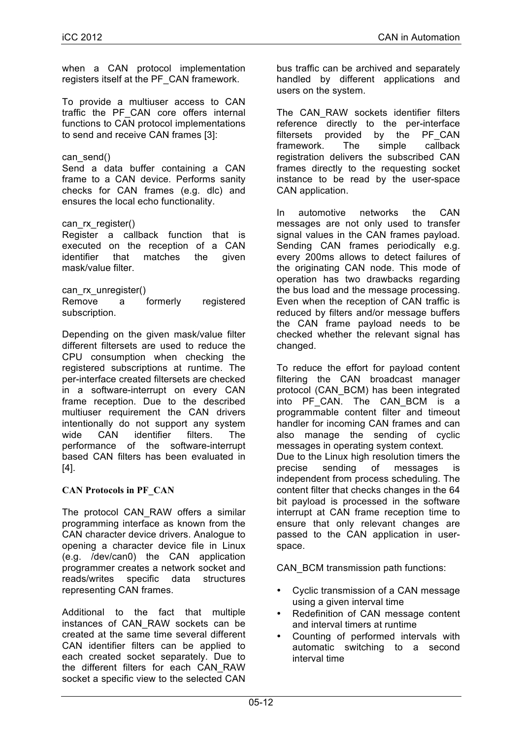when a CAN protocol implementation registers itself at the PF_CAN framework.

To provide a multiuser access to CAN traffic the PF_CAN core offers internal functions to CAN protocol implementations to send and receive CAN frames [3]:

can_send()
Send a data buffer containing a CAN frame to a CAN device. Performs sanity checks for CAN frames (e.g. dlc) and ensures the local echo functionality.

can_rx_register()
Register a callback function that is executed on the reception of a CAN identifier that matches the given mask/value filter.

can_rx_unregister()
Remove a formerly registered subscription.

Depending on the given mask/value filter different filtersets are used to reduce the CPU consumption when checking the registered subscriptions at runtime. The per-interface created filtersets are checked in a software-interrupt on every CAN frame reception. Due to the described multiuser requirement the CAN drivers intentionally do not support any system wide CAN identifier filters. The performance of the software-interrupt based CAN filters has been evaluated in [4].

### CAN Protocols in PF_CAN

The protocol CAN_RAW offers a similar programming interface as known from the CAN character device drivers. Analogue to opening a character device file in Linux (e.g. /dev/can0) the CAN application programmer creates a network socket and reads/writes specific data structures representing CAN frames.

Additional to the fact that multiple instances of CAN_RAW sockets can be created at the same time several different CAN identifier filters can be applied to each created socket separately. Due to the different filters for each CAN_RAW socket a specific view to the selected CAN bus traffic can be archived and separately handled by different applications and users on the system.

The CAN_RAW sockets identifier filters reference directly to the per-interface filtersets provided by the PF_CAN framework. The simple callback registration delivers the subscribed CAN frames directly to the requesting socket instance to be read by the user-space CAN application.

In automotive networks the CAN messages are not only used to transfer signal values in the CAN frames payload. Sending CAN frames periodically e.g. every 200ms allows to detect failures of the originating CAN node. This mode of operation has two drawbacks regarding the bus load and the message processing. Even when the reception of CAN traffic is reduced by filters and/or message buffers the CAN frame payload needs to be checked whether the relevant signal has changed.

To reduce the effort for payload content filtering the CAN broadcast manager protocol (CAN_BCM) has been integrated into PF_CAN. The CAN_BCM is a programmable content filter and timeout handler for incoming CAN frames and can also manage the sending of cyclic messages in operating system context.
Due to the Linux high resolution timers the precise sending of messages is independent from process scheduling. The content filter that checks changes in the 64 bit payload is processed in the software interrupt at CAN frame reception time to ensure that only relevant changes are passed to the CAN application in user-space.

CAN_BCM transmission path functions:

- Cyclic transmission of a CAN message using a given interval time
- Redefinition of CAN message content and interval timers at runtime
- Counting of performed intervals with automatic switching to a second interval time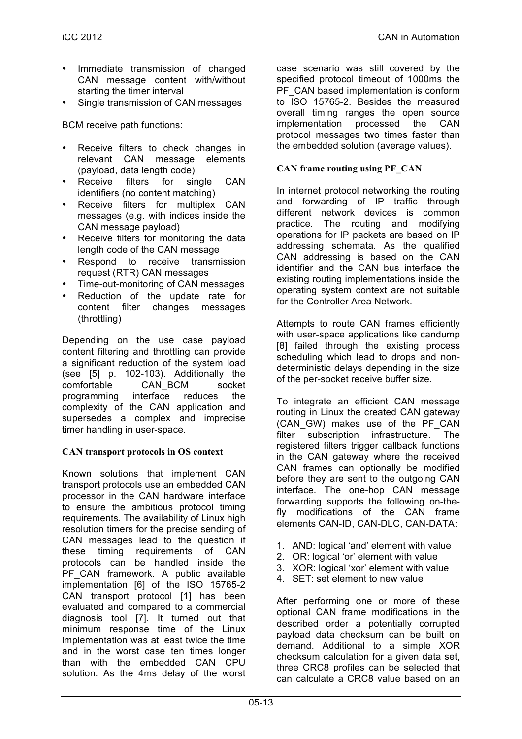- Immediate transmission of changed CAN message content with/without starting the timer interval
- Single transmission of CAN messages

BCM receive path functions:

- Receive filters to check changes in relevant CAN message elements (payload, data length code)
- Receive filters for single CAN identifiers (no content matching)
- Receive filters for multiplex CAN messages (e.g. with indices inside the CAN message payload)
- Receive filters for monitoring the data length code of the CAN message
- Respond to receive transmission request (RTR) CAN messages
- Time-out-monitoring of CAN messages
- Reduction of the update rate for content filter changes messages (throttling)

Depending on the use case payload content filtering and throttling can provide a significant reduction of the system load (see [5] p. 102-103). Additionally the comfortable CAN_BCM socket programming interface reduces the complexity of the CAN application and supersedes a complex and imprecise timer handling in user-space.

### CAN transport protocols in OS context

Known solutions that implement CAN transport protocols use an embedded CAN processor in the CAN hardware interface to ensure the ambitious protocol timing requirements. The availability of Linux high resolution timers for the precise sending of CAN messages lead to the question if these timing requirements of CAN protocols can be handled inside the PF_CAN framework. A public available implementation [6] of the ISO 15765-2 CAN transport protocol [1] has been evaluated and compared to a commercial diagnosis tool [7]. It turned out that minimum response time of the Linux implementation was at least twice the time and in the worst case ten times longer than with the embedded CAN CPU solution. As the 4ms delay of the worst case scenario was still covered by the specified protocol timeout of 1000ms the PF_CAN based implementation is conform to ISO 15765-2. Besides the measured overall timing ranges the open source implementation processed the CAN protocol messages two times faster than the embedded solution (average values).

### CAN frame routing using PF_CAN

In internet protocol networking the routing and forwarding of IP traffic through different network devices is common practice. The routing and modifying operations for IP packets are based on IP addressing schemata. As the qualified CAN addressing is based on the CAN identifier and the CAN bus interface the existing routing implementations inside the operating system context are not suitable for the Controller Area Network.

Attempts to route CAN frames efficiently with user-space applications like candump [8] failed through the existing process scheduling which lead to drops and non-deterministic delays depending in the size of the per-socket receive buffer size.

To integrate an efficient CAN message routing in Linux the created CAN gateway (CAN_GW) makes use of the PF_CAN filter subscription infrastructure. The registered filters trigger callback functions in the CAN gateway where the received CAN frames can optionally be modified before they are sent to the outgoing CAN interface. The one-hop CAN message forwarding supports the following on-the-fly modifications of the CAN frame elements CAN-ID, CAN-DLC, CAN-DATA:

1. AND: logical 'and' element with value
2. OR: logical 'or' element with value
3. XOR: logical 'xor' element with value
4. SET: set element to new value

After performing one or more of these optional CAN frame modifications in the described order a potentially corrupted payload data checksum can be built on demand. Additional to a simple XOR checksum calculation for a given data set, three CRC8 profiles can be selected that can calculate a CRC8 value based on an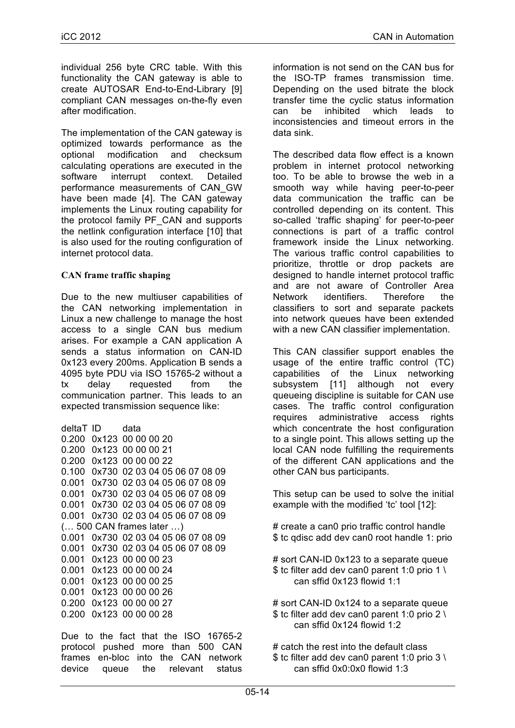individual 256 byte CRC table. With this functionality the CAN gateway is able to create AUTOSAR End-to-End-Library [9] compliant CAN messages on-the-fly even after modification.

The implementation of the CAN gateway is optimized towards performance as the optional modification and checksum calculating operations are executed in the software interrupt context. Detailed performance measurements of CAN_GW have been made [4]. The CAN gateway implements the Linux routing capability for the protocol family PF_CAN and supports the netlink configuration interface [10] that is also used for the routing configuration of internet protocol data.

### CAN frame traffic shaping

Due to the new multiuser capabilities of the CAN networking implementation in Linux a new challenge to manage the host access to a single CAN bus medium arises. For example a CAN application A sends a status information on CAN-ID 0x123 every 200ms. Application B sends a 4095 byte PDU via ISO 15765-2 without a tx delay requested from the communication partner. This leads to an expected transmission sequence like:

```
deltaT ID    data
0.200  0x123 00 00 00 20
0.200  0x123 00 00 00 21
0.200  0x123 00 00 00 22
0.100  0x730 02 03 04 05 06 07 08 09
0.001  0x730 02 03 04 05 06 07 08 09
0.001  0x730 02 03 04 05 06 07 08 09
0.001  0x730 02 03 04 05 06 07 08 09
0.001  0x730 02 03 04 05 06 07 08 09
(… 500 CAN frames later …)
0.001  0x730 02 03 04 05 06 07 08 09
0.001  0x730 02 03 04 05 06 07 08 09
0.001  0x123 00 00 00 23
0.001  0x123 00 00 00 24
0.001  0x123 00 00 00 25
0.001  0x123 00 00 00 26
0.200  0x123 00 00 00 27
0.200  0x123 00 00 00 28
```

Due to the fact that the ISO 16765-2 protocol pushed more than 500 CAN frames en-bloc into the CAN network device queue the relevant status information is not send on the CAN bus for the ISO-TP frames transmission time. Depending on the used bitrate the block transfer time the cyclic status information can be inhibited which leads to inconsistencies and timeout errors in the data sink.

The described data flow effect is a known problem in internet protocol networking too. To be able to browse the web in a smooth way while having peer-to-peer data communication the traffic can be controlled depending on its content. This so-called 'traffic shaping' for peer-to-peer connections is part of a traffic control framework inside the Linux networking. The various traffic control capabilities to prioritize, throttle or drop packets are designed to handle internet protocol traffic and are not aware of Controller Area Network identifiers. Therefore the classifiers to sort and separate packets into network queues have been extended with a new CAN classifier implementation.

This CAN classifier support enables the usage of the entire traffic control (TC) capabilities of the Linux networking subsystem [11] although not every queueing discipline is suitable for CAN use cases. The traffic control configuration requires administrative access rights which concentrate the host configuration to a single point. This allows setting up the local CAN node fulfilling the requirements of the different CAN applications and the other CAN bus participants.

This setup can be used to solve the initial example with the modified 'tc' tool [12]:

```
# create a can0 prio traffic control handle
$ tc qdisc add dev can0 root handle 1: prio

# sort CAN-ID 0x123 to a separate queue
$ tc filter add dev can0 parent 1:0 prio 1 \
      can sffid 0x123 flowid 1:1

# sort CAN-ID 0x124 to a separate queue
$ tc filter add dev can0 parent 1:0 prio 2 \
      can sffid 0x124 flowid 1:2

# catch the rest into the default class
$ tc filter add dev can0 parent 1:0 prio 3 \
      can sffid 0x0:0x0 flowid 1:3
```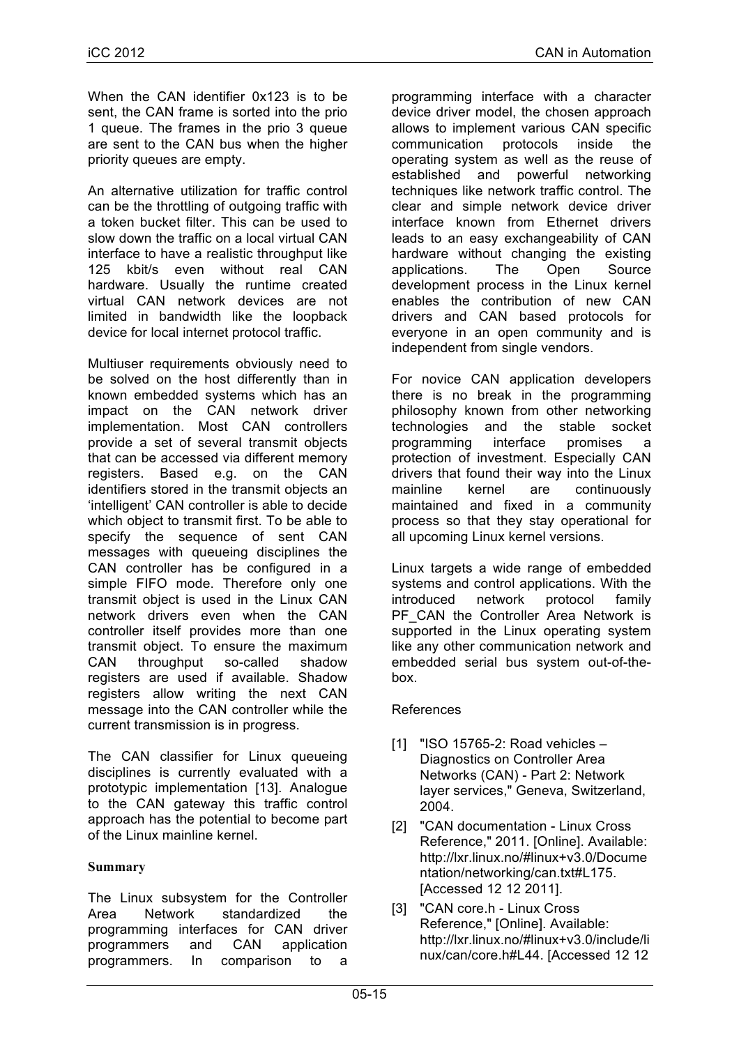When the CAN identifier 0x123 is to be sent, the CAN frame is sorted into the prio 1 queue. The frames in the prio 3 queue are sent to the CAN bus when the higher priority queues are empty.

An alternative utilization for traffic control can be the throttling of outgoing traffic with a token bucket filter. This can be used to slow down the traffic on a local virtual CAN interface to have a realistic throughput like 125 kbit/s even without real CAN hardware. Usually the runtime created virtual CAN network devices are not limited in bandwidth like the loopback device for local internet protocol traffic.

Multiuser requirements obviously need to be solved on the host differently than in known embedded systems which has an impact on the CAN network driver implementation. Most CAN controllers provide a set of several transmit objects that can be accessed via different memory registers. Based e.g. on the CAN identifiers stored in the transmit objects an 'intelligent' CAN controller is able to decide which object to transmit first. To be able to specify the sequence of sent CAN messages with queueing disciplines the CAN controller has be configured in a simple FIFO mode. Therefore only one transmit object is used in the Linux CAN network drivers even when the CAN controller itself provides more than one transmit object. To ensure the maximum CAN throughput so-called shadow registers are used if available. Shadow registers allow writing the next CAN message into the CAN controller while the current transmission is in progress.

The CAN classifier for Linux queueing disciplines is currently evaluated with a prototypic implementation [13]. Analogue to the CAN gateway this traffic control approach has the potential to become part of the Linux mainline kernel.

## Summary

The Linux subsystem for the Controller Area Network standardized the programming interfaces for CAN driver programmers and CAN application programmers. In comparison to a programming interface with a character device driver model, the chosen approach allows to implement various CAN specific communication protocols inside the operating system as well as the reuse of established and powerful networking techniques like network traffic control. The clear and simple network device driver interface known from Ethernet drivers leads to an easy exchangeability of CAN hardware without changing the existing applications. The Open Source development process in the Linux kernel enables the contribution of new CAN drivers and CAN based protocols for everyone in an open community and is independent from single vendors.

For novice CAN application developers there is no break in the programming philosophy known from other networking technologies and the stable socket programming interface promises a protection of investment. Especially CAN drivers that found their way into the Linux mainline kernel are continuously maintained and fixed in a community process so that they stay operational for all upcoming Linux kernel versions.

Linux targets a wide range of embedded systems and control applications. With the introduced network protocol family PF_CAN the Controller Area Network is supported in the Linux operating system like any other communication network and embedded serial bus system out-of-the-box.

## References

[1] "ISO 15765-2: Road vehicles – Diagnostics on Controller Area Networks (CAN) - Part 2: Network layer services," Geneva, Switzerland, 2004.

[2] "CAN documentation - Linux Cross Reference," 2011. [Online]. Available: http://lxr.linux.no/#linux+v3.0/Documentation/networking/can.txt#L175. [Accessed 12 12 2011].

[3] "CAN core.h - Linux Cross Reference," [Online]. Available: http://lxr.linux.no/#linux+v3.0/include/linux/can/core.h#L44. [Accessed 12 12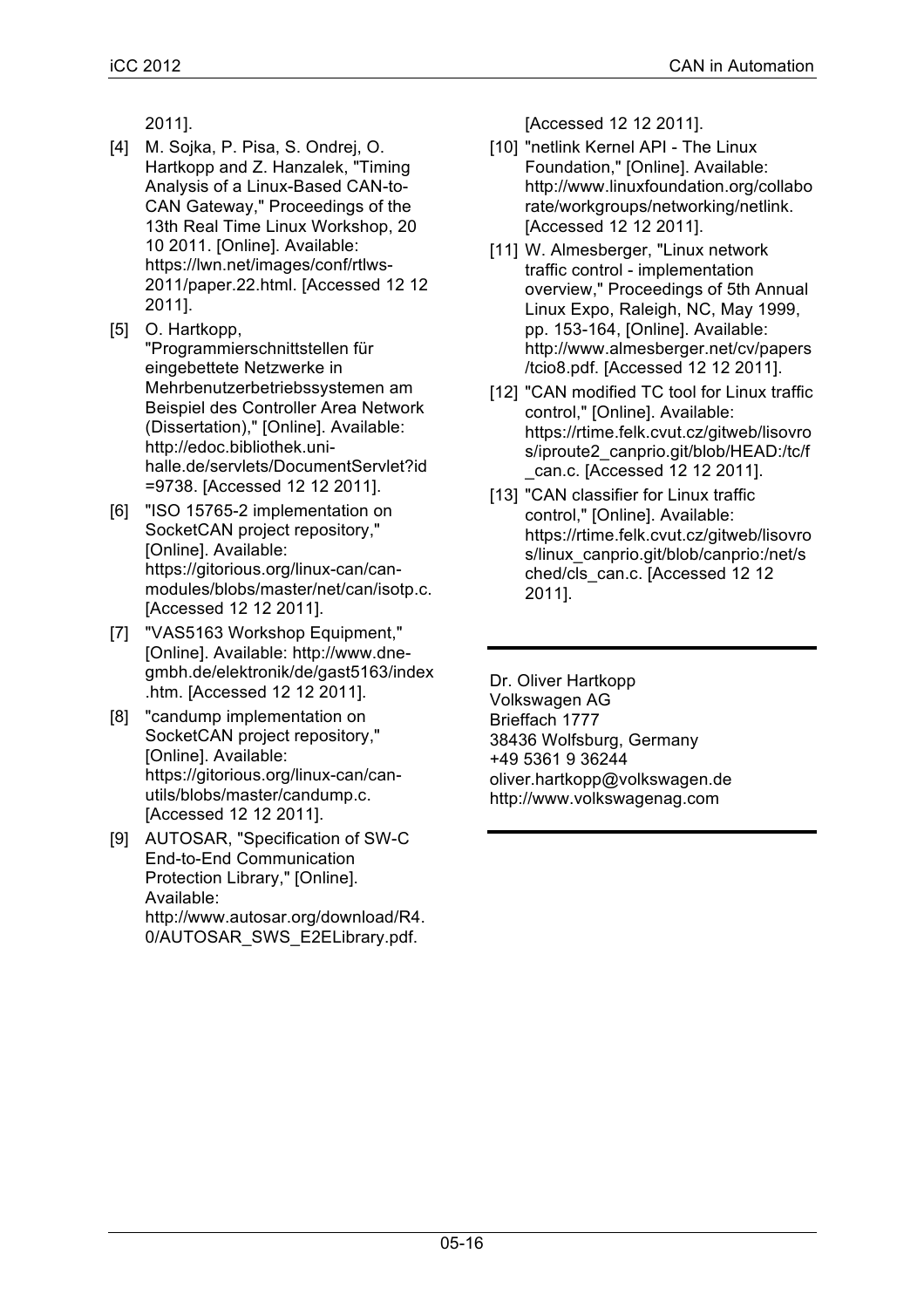2011].

[4] M. Sojka, P. Pisa, S. Ondrej, O. Hartkopp and Z. Hanzalek, "Timing Analysis of a Linux-Based CAN-to-CAN Gateway," Proceedings of the 13th Real Time Linux Workshop, 20 10 2011. [Online]. Available: https://lwn.net/images/conf/rtlws-2011/paper.22.html. [Accessed 12 12 2011].

[5] O. Hartkopp, "Programmierschnittstellen für eingebettete Netzwerke in Mehrbenutzerbetriebssystemen am Beispiel des Controller Area Network (Dissertation)," [Online]. Available: http://edoc.bibliothek.uni-halle.de/servlets/DocumentServlet?id=9738. [Accessed 12 12 2011].

[6] "ISO 15765-2 implementation on SocketCAN project repository," [Online]. Available: https://gitorious.org/linux-can/can-modules/blobs/master/net/can/isotp.c. [Accessed 12 12 2011].

[7] "VAS5163 Workshop Equipment," [Online]. Available: http://www.dne-gmbh.de/elektronik/de/gast5163/index.htm. [Accessed 12 12 2011].

[8] "candump implementation on SocketCAN project repository," [Online]. Available: https://gitorious.org/linux-can/can-utils/blobs/master/candump.c. [Accessed 12 12 2011].

[9] AUTOSAR, "Specification of SW-C End-to-End Communication Protection Library," [Online]. Available: http://www.autosar.org/download/R4.0/AUTOSAR_SWS_E2ELibrary.pdf. [Accessed 12 12 2011].

[10] "netlink Kernel API - The Linux Foundation," [Online]. Available: http://www.linuxfoundation.org/collaborate/workgroups/networking/netlink. [Accessed 12 12 2011].

[11] W. Almesberger, "Linux network traffic control - implementation overview," Proceedings of 5th Annual Linux Expo, Raleigh, NC, May 1999, pp. 153-164, [Online]. Available: http://www.almesberger.net/cv/papers/tcio8.pdf. [Accessed 12 12 2011].

[12] "CAN modified TC tool for Linux traffic control," [Online]. Available: https://rtime.felk.cvut.cz/gitweb/lisovros/iproute2_canprio.git/blob/HEAD:/tc/f_can.c. [Accessed 12 12 2011].

[13] "CAN classifier for Linux traffic control," [Online]. Available: https://rtime.felk.cvut.cz/gitweb/lisovros/linux_canprio.git/blob/canprio:/net/sched/cls_can.c. [Accessed 12 12 2011].

---

Dr. Oliver Hartkopp
Volkswagen AG
Brieffach 1777
38436 Wolfsburg, Germany
+49 5361 9 36244
oliver.hartkopp@volkswagen.de
http://www.volkswagenag.com

---